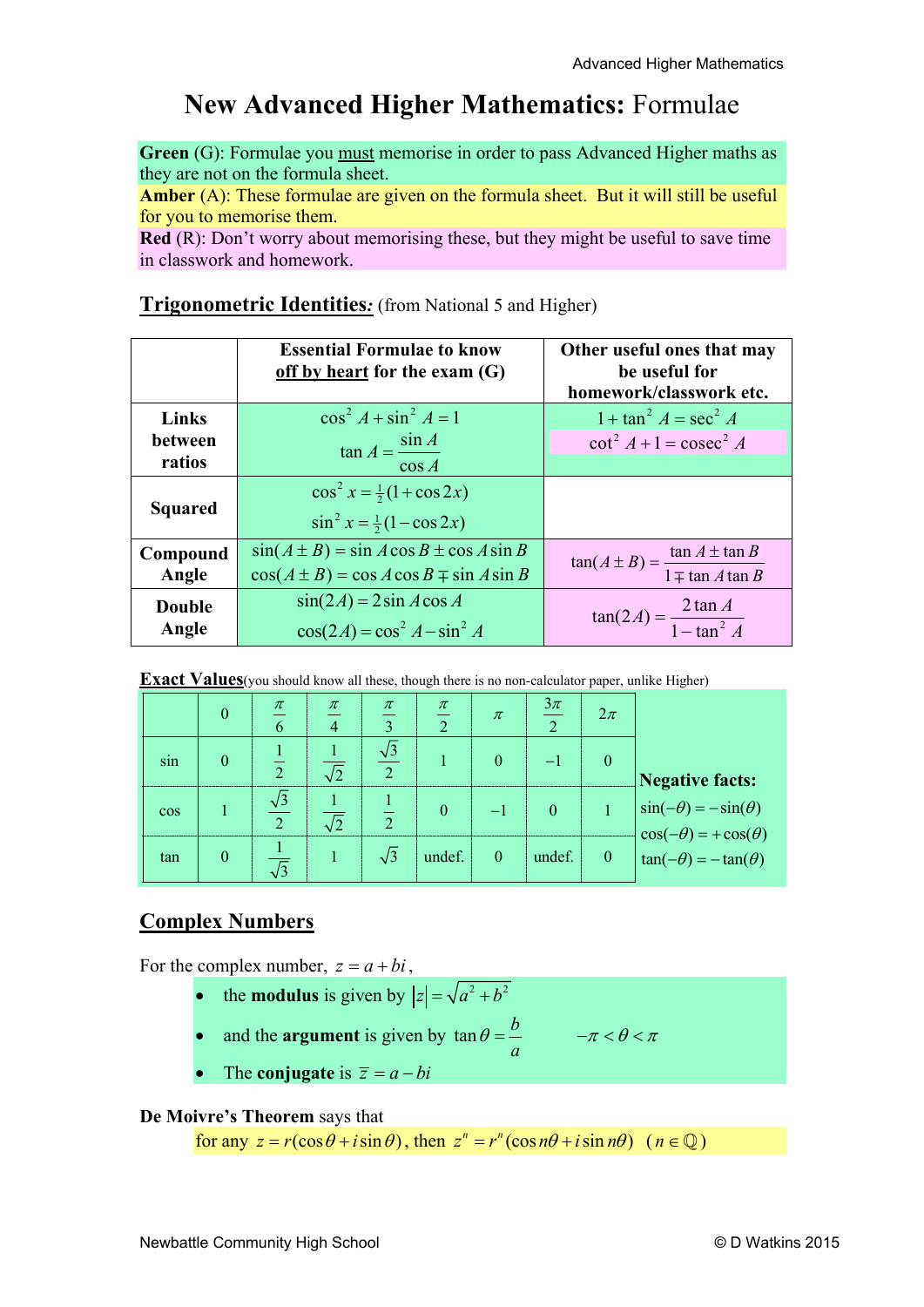# New Advanced Higher Mathematics: Formulae

**Green** (G): Formulae you <u>must</u> memorise in order to pass Advanced Higher maths as they are not on the formula sheet.
**Amber** (A): These formulae are given on the formula sheet. But it will still be useful for you to memorise them.
**Red** (R): Don't worry about memorising these, but they might be useful to save time in classwork and homework.

## Trigonometric Identities: (from National 5 and Higher)

| | Essential Formulae to know off by heart for the exam (G) | Other useful ones that may be useful for homework/classwork etc. |
|---|---|---|
| **Links between ratios** | $\cos^2 A + \sin^2 A = 1$<br>$\tan A = \dfrac{\sin A}{\cos A}$ | $1 + \tan^2 A = \sec^2 A$<br>$\cot^2 A + 1 = \text{cosec}^2 A$ |
| **Squared** | $\cos^2 x = \frac{1}{2}(1 + \cos 2x)$<br>$\sin^2 x = \frac{1}{2}(1 - \cos 2x)$ | |
| **Compound Angle** | $\sin(A \pm B) = \sin A \cos B \pm \cos A \sin B$<br>$\cos(A \pm B) = \cos A \cos B \mp \sin A \sin B$ | $\tan(A \pm B) = \dfrac{\tan A \pm \tan B}{1 \mp \tan A \tan B}$ |
| **Double Angle** | $\sin(2A) = 2\sin A \cos A$<br>$\cos(2A) = \cos^2 A - \sin^2 A$ | $\tan(2A) = \dfrac{2\tan A}{1 - \tan^2 A}$ |

**Exact Values**(you should know all these, though there is no non-calculator paper, unlike Higher)

| | $0$ | $\frac{\pi}{6}$ | $\frac{\pi}{4}$ | $\frac{\pi}{3}$ | $\frac{\pi}{2}$ | $\pi$ | $\frac{3\pi}{2}$ | $2\pi$ |
|---|---|---|---|---|---|---|---|---|
| sin | $0$ | $\frac{1}{2}$ | $\frac{1}{\sqrt{2}}$ | $\frac{\sqrt{3}}{2}$ | $1$ | $0$ | $-1$ | $0$ |
| cos | $1$ | $\frac{\sqrt{3}}{2}$ | $\frac{1}{\sqrt{2}}$ | $\frac{1}{2}$ | $0$ | $-1$ | $0$ | $1$ |
| tan | $0$ | $\frac{1}{\sqrt{3}}$ | $1$ | $\sqrt{3}$ | undef. | $0$ | undef. | $0$ |

**Negative facts:**
$\sin(-\theta) = -\sin(\theta)$
$\cos(-\theta) = +\cos(\theta)$
$\tan(-\theta) = -\tan(\theta)$

## Complex Numbers

For the complex number, $z = a + bi$,

- the **modulus** is given by $|z| = \sqrt{a^2 + b^2}$
- and the **argument** is given by $\tan\theta = \dfrac{b}{a}$ $\qquad -\pi < \theta < \pi$
- The **conjugate** is $\bar{z} = a - bi$

**De Moivre's Theorem** says that
for any $z = r(\cos\theta + i\sin\theta)$, then $z^n = r^n(\cos n\theta + i\sin n\theta)$ $\quad (n \in \mathbb{Q})$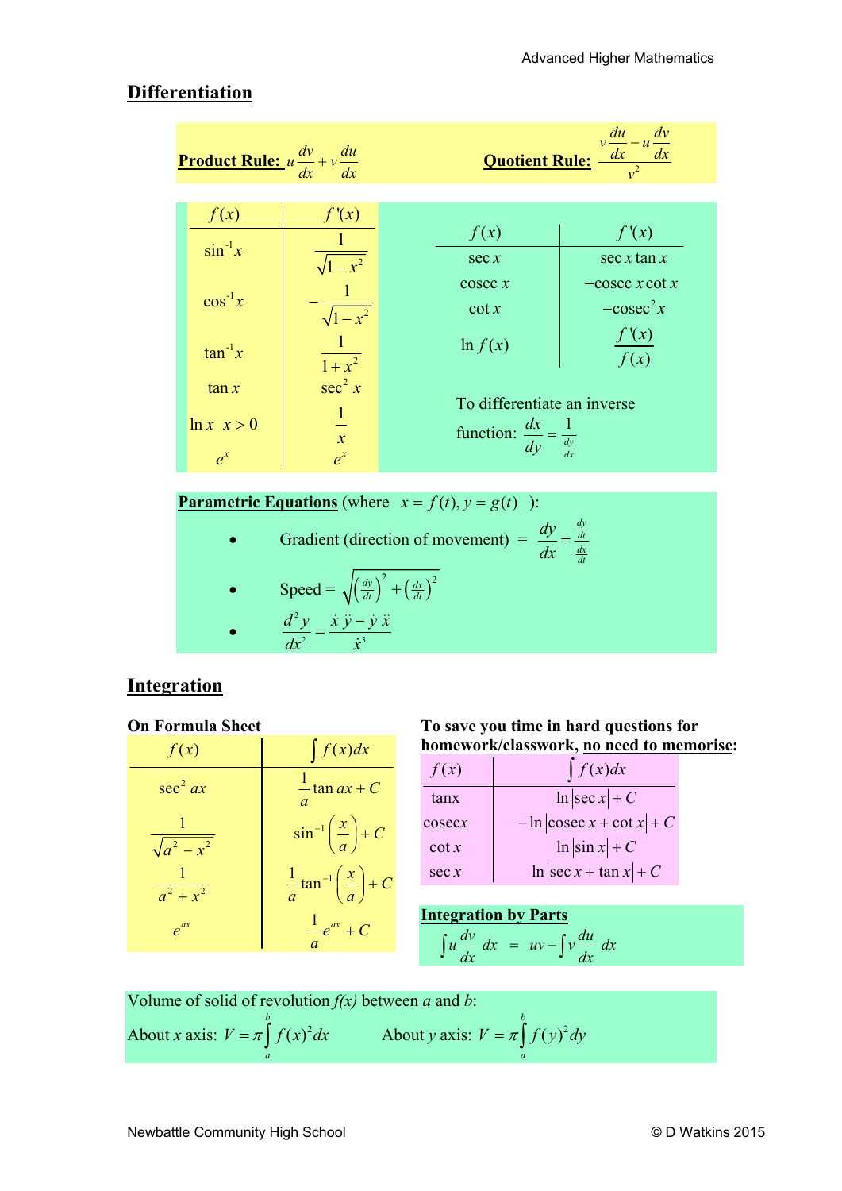## Differentiation

**Product Rule:** $u\dfrac{dv}{dx} + v\dfrac{du}{dx}$

**Quotient Rule:** $\dfrac{v\dfrac{du}{dx} - u\dfrac{dv}{dx}}{v^2}$

| $f(x)$ | $f'(x)$ |
|---|---|
| $\sin^{-1}x$ | $\dfrac{1}{\sqrt{1-x^2}}$ |
| $\cos^{-1}x$ | $-\dfrac{1}{\sqrt{1-x^2}}$ |
| $\tan^{-1}x$ | $\dfrac{1}{1+x^2}$ |
| $\tan x$ | $\sec^2 x$ |
| $\ln x \quad x>0$ | $\dfrac{1}{x}$ |
| $e^x$ | $e^x$ |

| $f(x)$ | $f'(x)$ |
|---|---|
| $\sec x$ | $\sec x \tan x$ |
| $\text{cosec}\, x$ | $-\text{cosec}\, x \cot x$ |
| $\cot x$ | $-\text{cosec}^2 x$ |
| $\ln f(x)$ | $\dfrac{f'(x)}{f(x)}$ |

To differentiate an inverse function: $\dfrac{dx}{dy} = \dfrac{1}{\frac{dy}{dx}}$

**Parametric Equations** (where $x = f(t), y = g(t)$):

- Gradient (direction of movement) $= \dfrac{dy}{dx} = \dfrac{\frac{dy}{dt}}{\frac{dx}{dt}}$
- Speed $= \sqrt{\left(\frac{dy}{dt}\right)^2 + \left(\frac{dx}{dt}\right)^2}$
- $\dfrac{d^2y}{dx^2} = \dfrac{\dot{x}\ddot{y} - \dot{y}\ddot{x}}{\dot{x}^3}$

## Integration

**On Formula Sheet**

| $f(x)$ | $\int f(x)dx$ |
|---|---|
| $\sec^2 ax$ | $\dfrac{1}{a}\tan ax + C$ |
| $\dfrac{1}{\sqrt{a^2-x^2}}$ | $\sin^{-1}\left(\dfrac{x}{a}\right) + C$ |
| $\dfrac{1}{a^2+x^2}$ | $\dfrac{1}{a}\tan^{-1}\left(\dfrac{x}{a}\right) + C$ |
| $e^{ax}$ | $\dfrac{1}{a}e^{ax} + C$ |

**To save you time in hard questions for homework/classwork, <u>no need to memorise</u>:**

| $f(x)$ | $\int f(x)dx$ |
|---|---|
| $\tan x$ | $\ln\lvert\sec x\rvert + C$ |
| $\text{cosec} x$ | $-\ln\lvert\text{cosec}\, x + \cot x\rvert + C$ |
| $\cot x$ | $\ln\lvert\sin x\rvert + C$ |
| $\sec x$ | $\ln\lvert\sec x + \tan x\rvert + C$ |

**Integration by Parts**

$$\int u\frac{dv}{dx}\,dx = uv - \int v\frac{du}{dx}\,dx$$

Volume of solid of revolution *f(x)* between *a* and *b*:

About *x* axis: $V = \pi\int_a^b f(x)^2 dx$ About *y* axis: $V = \pi\int_a^b f(y)^2 dy$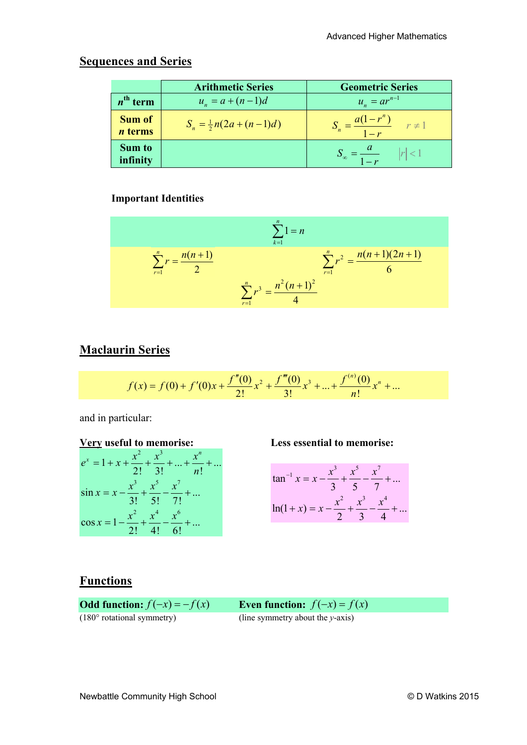## Sequences and Series

| | Arithmetic Series | Geometric Series |
|---|---|---|
| $n^{\text{th}}$ term | $u_n = a + (n-1)d$ | $u_n = ar^{n-1}$ |
| Sum of $n$ terms | $S_n = \frac{1}{2}n(2a + (n-1)d)$ | $S_n = \dfrac{a(1-r^n)}{1-r}$ &nbsp;&nbsp; $r \neq 1$ |
| Sum to infinity | | $S_\infty = \dfrac{a}{1-r}$ &nbsp;&nbsp; $\lvert r \rvert < 1$ |

**Important Identities**

$$\sum_{k=1}^{n} 1 = n$$

$$\sum_{r=1}^{n} r = \frac{n(n+1)}{2} \qquad \sum_{r=1}^{n} r^2 = \frac{n(n+1)(2n+1)}{6}$$

$$\sum_{r=1}^{n} r^3 = \frac{n^2(n+1)^2}{4}$$

## Maclaurin Series

$$f(x) = f(0) + f'(0)x + \frac{f''(0)}{2!}x^2 + \frac{f'''(0)}{3!}x^3 + \ldots + \frac{f^{(n)}(0)}{n!}x^n + \ldots$$

and in particular:

**Very useful to memorise:**

$$e^x = 1 + x + \frac{x^2}{2!} + \frac{x^3}{3!} + \ldots + \frac{x^n}{n!} + \ldots$$

$$\sin x = x - \frac{x^3}{3!} + \frac{x^5}{5!} - \frac{x^7}{7!} + \ldots$$

$$\cos x = 1 - \frac{x^2}{2!} + \frac{x^4}{4!} - \frac{x^6}{6!} + \ldots$$

**Less essential to memorise:**

$$\tan^{-1} x = x - \frac{x^3}{3} + \frac{x^5}{5} - \frac{x^7}{7} + \ldots$$

$$\ln(1+x) = x - \frac{x^2}{2} + \frac{x^3}{3} - \frac{x^4}{4} + \ldots$$

## Functions

**Odd function:** $f(-x) = -f(x)$
(180° rotational symmetry)

**Even function:** $f(-x) = f(x)$
(line symmetry about the $y$-axis)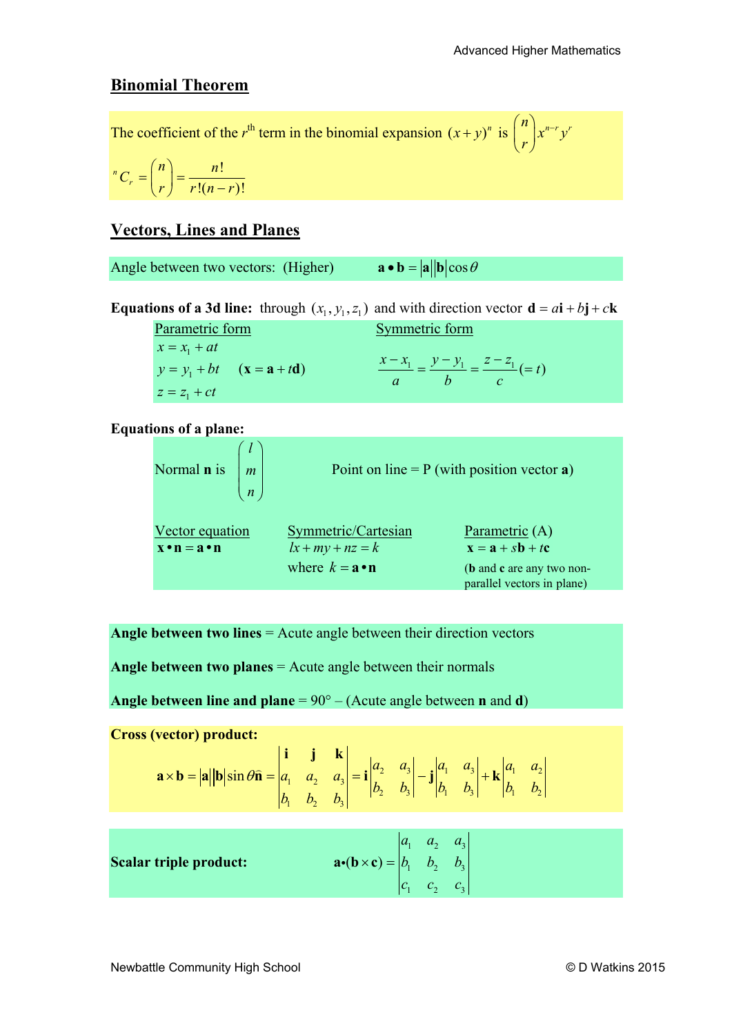## Binomial Theorem

The coefficient of the $r^{\text{th}}$ term in the binomial expansion $(x+y)^n$ is $\binom{n}{r}x^{n-r}y^r$

$$^nC_r = \binom{n}{r} = \frac{n!}{r!(n-r)!}$$

## Vectors, Lines and Planes

Angle between two vectors: (Higher) $\mathbf{a} \bullet \mathbf{b} = |\mathbf{a}||\mathbf{b}|\cos\theta$

**Equations of a 3d line:** through $(x_1, y_1, z_1)$ and with direction vector $\mathbf{d} = a\mathbf{i} + b\mathbf{j} + c\mathbf{k}$

| Parametric form | Symmetric form |
|---|---|
| $x = x_1 + at$ <br> $y = y_1 + bt \quad (\mathbf{x} = \mathbf{a} + t\mathbf{d})$ <br> $z = z_1 + ct$ | $\dfrac{x - x_1}{a} = \dfrac{y - y_1}{b} = \dfrac{z - z_1}{c} (= t)$ |

**Equations of a plane:**

Normal $\mathbf{n}$ is $\begin{pmatrix} l \\ m \\ n \end{pmatrix}$ Point on line = P (with position vector $\mathbf{a}$)

| Vector equation | Symmetric/Cartesian | Parametric (A) |
|---|---|---|
| $\mathbf{x} \bullet \mathbf{n} = \mathbf{a} \bullet \mathbf{n}$ | $lx + my + nz = k$ <br> where $k = \mathbf{a} \bullet \mathbf{n}$ | $\mathbf{x} = \mathbf{a} + s\mathbf{b} + t\mathbf{c}$ <br> ($\mathbf{b}$ and $\mathbf{c}$ are any two non-parallel vectors in plane) |

**Angle between two lines** = Acute angle between their direction vectors

**Angle between two planes** = Acute angle between their normals

**Angle between line and plane** = 90° – (Acute angle between $\mathbf{n}$ and $\mathbf{d}$)

**Cross (vector) product:**

$$\mathbf{a} \times \mathbf{b} = |\mathbf{a}||\mathbf{b}|\sin\theta\hat{\mathbf{n}} = \begin{vmatrix} \mathbf{i} & \mathbf{j} & \mathbf{k} \\ a_1 & a_2 & a_3 \\ b_1 & b_2 & b_3 \end{vmatrix} = \mathbf{i}\begin{vmatrix} a_2 & a_3 \\ b_2 & b_3 \end{vmatrix} - \mathbf{j}\begin{vmatrix} a_1 & a_3 \\ b_1 & b_3 \end{vmatrix} + \mathbf{k}\begin{vmatrix} a_1 & a_2 \\ b_1 & b_2 \end{vmatrix}$$

**Scalar triple product:**

$$\mathbf{a} \bullet (\mathbf{b} \times \mathbf{c}) = \begin{vmatrix} a_1 & a_2 & a_3 \\ b_1 & b_2 & b_3 \\ c_1 & c_2 & c_3 \end{vmatrix}$$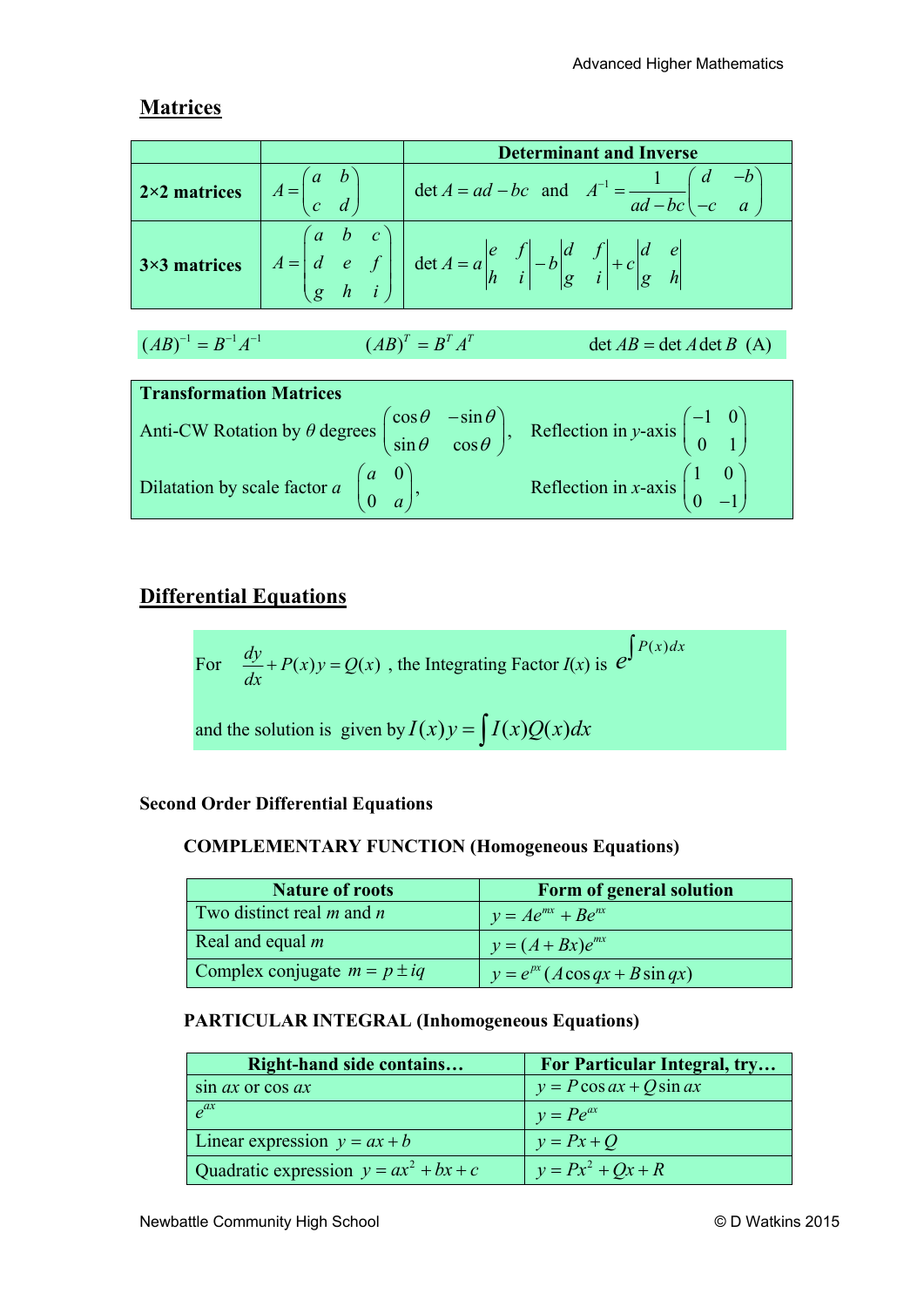## Matrices

| | | Determinant and Inverse |
|---|---|---|
| **2×2 matrices** | $A=\begin{pmatrix} a & b \\ c & d \end{pmatrix}$ | $\det A = ad - bc$ and $A^{-1} = \dfrac{1}{ad-bc}\begin{pmatrix} d & -b \\ -c & a \end{pmatrix}$ |
| **3×3 matrices** | $A=\begin{pmatrix} a & b & c \\ d & e & f \\ g & h & i \end{pmatrix}$ | $\det A = a\begin{vmatrix} e & f \\ h & i \end{vmatrix} - b\begin{vmatrix} d & f \\ g & i \end{vmatrix} + c\begin{vmatrix} d & e \\ g & h \end{vmatrix}$ |

$(AB)^{-1} = B^{-1}A^{-1}$ $\quad (AB)^T = B^T A^T$ $\quad \det AB = \det A \det B$ (A)

**Transformation Matrices**

Anti-CW Rotation by $\theta$ degrees $\begin{pmatrix} \cos\theta & -\sin\theta \\ \sin\theta & \cos\theta \end{pmatrix}$, Reflection in $y$-axis $\begin{pmatrix} -1 & 0 \\ 0 & 1 \end{pmatrix}$

Dilatation by scale factor $a$ $\begin{pmatrix} a & 0 \\ 0 & a \end{pmatrix}$, Reflection in $x$-axis $\begin{pmatrix} 1 & 0 \\ 0 & -1 \end{pmatrix}$

## Differential Equations

For $\dfrac{dy}{dx} + P(x)y = Q(x)$, the Integrating Factor $I(x)$ is $e^{\int P(x)dx}$

and the solution is given by $I(x)y = \int I(x)Q(x)dx$

### Second Order Differential Equations

**COMPLEMENTARY FUNCTION (Homogeneous Equations)**

| Nature of roots | Form of general solution |
|---|---|
| Two distinct real $m$ and $n$ | $y = Ae^{mx} + Be^{nx}$ |
| Real and equal $m$ | $y = (A + Bx)e^{mx}$ |
| Complex conjugate $m = p \pm iq$ | $y = e^{px}(A\cos qx + B\sin qx)$ |

**PARTICULAR INTEGRAL (Inhomogeneous Equations)**

| Right-hand side contains… | For Particular Integral, try… |
|---|---|
| $\sin ax$ or $\cos ax$ | $y = P\cos ax + Q\sin ax$ |
| $e^{ax}$ | $y = Pe^{ax}$ |
| Linear expression $y = ax + b$ | $y = Px + Q$ |
| Quadratic expression $y = ax^2 + bx + c$ | $y = Px^2 + Qx + R$ |